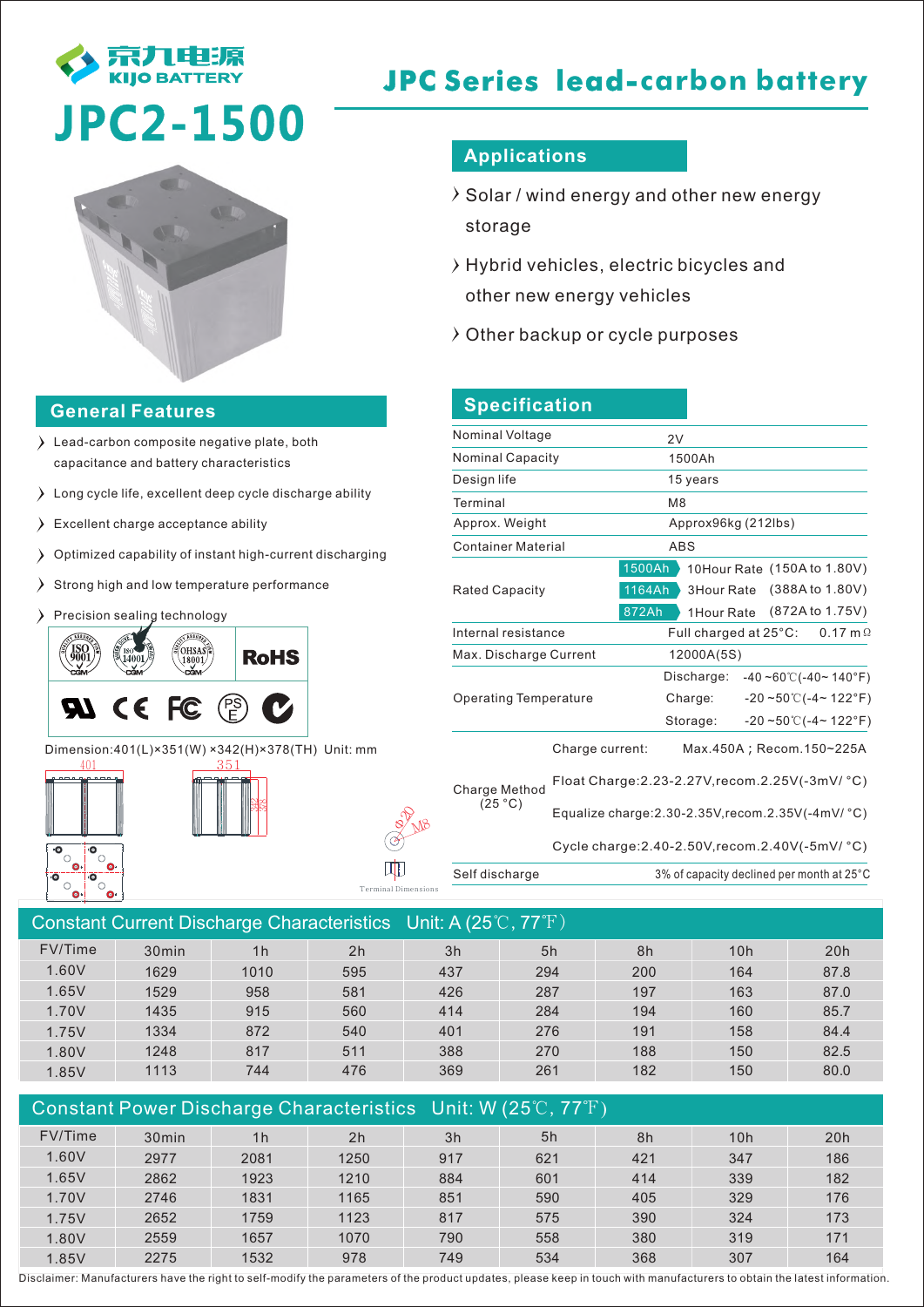京九电源
KIJO BATTERY

# JPC2-1500

## JPC Series lead-carbon battery

### Applications

- Solar / wind energy and other new energy storage
- Hybrid vehicles, electric bicycles and other new energy vehicles
- Other backup or cycle purposes

### General Features

- Lead-carbon composite negative plate, both capacitance and battery characteristics
- Long cycle life, excellent deep cycle discharge ability
- Excellent charge acceptance ability
- Optimized capability of instant high-current discharging
- Strong high and low temperature performance
- Precision sealing technology

ISO 9001 | ISO 14001 | OHSAS 18001 | RoHS | UL | CE | FC | PSE

Dimension:401(L)×351(W) ×342(H)×378(TH) Unit: mm

Terminal Dimensions: Φ20, M8

### Specification

| | |
|---|---|
| Nominal Voltage | 2V |
| Nominal Capacity | 1500Ah |
| Design life | 15 years |
| Terminal | M8 |
| Approx. Weight | Approx96kg (212lbs) |
| Container Material | ABS |
| Rated Capacity | 1500Ah 10Hour Rate (150A to 1.80V)<br>1164Ah 3Hour Rate (388A to 1.80V)<br>872Ah 1Hour Rate (872A to 1.75V) |
| Internal resistance | Full charged at 25°C: 0.17 mΩ |
| Max. Discharge Current | 12000A(5S) |
| Operating Temperature | Discharge: -40 ~60℃(-40~ 140°F)<br>Charge: -20 ~50℃(-4~ 122°F)<br>Storage: -20 ~50℃(-4~ 122°F) |
| Charge Method (25 °C) | Charge current: Max.450A ; Recom.150~225A<br>Float Charge:2.23-2.27V,recom.2.25V(-3mV/ °C)<br>Equalize charge:2.30-2.35V,recom.2.35V(-4mV/ °C)<br>Cycle charge:2.40-2.50V,recom.2.40V(-5mV/ °C) |
| Self discharge | 3% of capacity declined per month at 25°C |

### Constant Current Discharge Characteristics Unit: A (25℃, 77℉)

| FV/Time | 30min | 1h | 2h | 3h | 5h | 8h | 10h | 20h |
|---|---|---|---|---|---|---|---|---|
| 1.60V | 1629 | 1010 | 595 | 437 | 294 | 200 | 164 | 87.8 |
| 1.65V | 1529 | 958 | 581 | 426 | 287 | 197 | 163 | 87.0 |
| 1.70V | 1435 | 915 | 560 | 414 | 284 | 194 | 160 | 85.7 |
| 1.75V | 1334 | 872 | 540 | 401 | 276 | 191 | 158 | 84.4 |
| 1.80V | 1248 | 817 | 511 | 388 | 270 | 188 | 150 | 82.5 |
| 1.85V | 1113 | 744 | 476 | 369 | 261 | 182 | 150 | 80.0 |

### Constant Power Discharge Characteristics Unit: W (25℃, 77℉)

| FV/Time | 30min | 1h | 2h | 3h | 5h | 8h | 10h | 20h |
|---|---|---|---|---|---|---|---|---|
| 1.60V | 2977 | 2081 | 1250 | 917 | 621 | 421 | 347 | 186 |
| 1.65V | 2862 | 1923 | 1210 | 884 | 601 | 414 | 339 | 182 |
| 1.70V | 2746 | 1831 | 1165 | 851 | 590 | 405 | 329 | 176 |
| 1.75V | 2652 | 1759 | 1123 | 817 | 575 | 390 | 324 | 173 |
| 1.80V | 2559 | 1657 | 1070 | 790 | 558 | 380 | 319 | 171 |
| 1.85V | 2275 | 1532 | 978 | 749 | 534 | 368 | 307 | 164 |

Disclaimer: Manufacturers have the right to self-modify the parameters of the product updates, please keep in touch with manufacturers to obtain the latest information.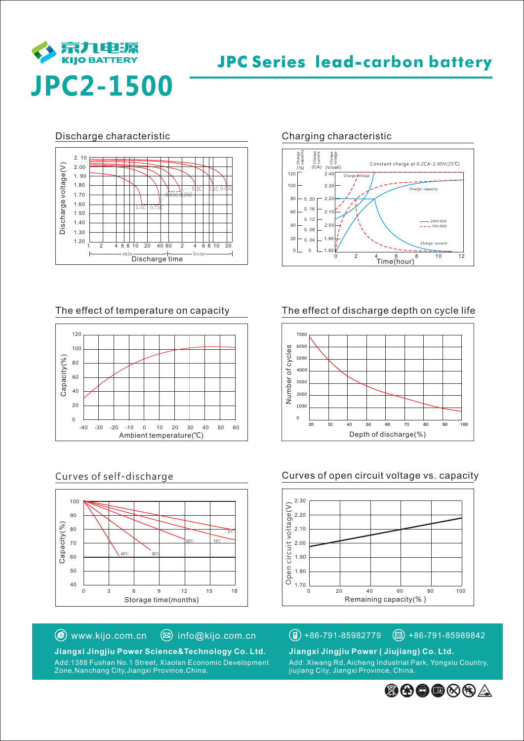京九电源
KIJO BATTERY

# JPC2-1500

## JPC Series lead-carbon battery

### Discharge characteristic

Discharge voltage(V)

2. 10
2.00
1. 90
1.80
1.70
1.60
1.50
1.40
1.30
1.20

1 2 4 6 8 10 20 40 60 2 4 6 8 10 20

min hour

Discharge time

1.1C 0.75C 0.55C 0.35C 0.2C 0.1C 0.05C

### Charging characteristic

Charge capacity (%)
Charge current (CA)
Charge voltage (V/cell)

Constant charge at 0.2CA-2.40V(25℃)

120 100 80 60 40 20 0
0. 20 0. 16 0. 12 0. 08 0. 04 0
2.40 2.30 2.20 2.10 2.00 1.90 1.80

Charge voltage
Charge capacity
Charge current

100% DOD
50% DOD

0 2 4 6 8 10 12

Time(hour)

### The effect of temperature on capacity

Capacity(%)

120 100 80 60 40 20 0

-40 -30 -20 -10 0 10 20 30 40 50 60

Ambient temperature(℃)

### The effect of discharge depth on cycle life

Number of cycles

7000 6000 5000 4000 3000 2000 1000 0

20 30 40 50 60 70 80 90 100

Depth of discharge(%)

### Curves of self-discharge

Capacity(%)

100 90 80 70 60 50 40

0 3 6 9 12 15 18

Storage time(months)

40℃ 30℃ 20℃ 10℃ 0℃

### Curves of open circuit voltage vs. capacity

Open circuit voltage(V)

2.30 2.20 2.10 2.00 1.90 1.80 1.70

0 20 40 60 80 100

Remaining capacity(% )

www.kijo.com.cn info@kijo.com.cn +86-791-85982779 +86-791-85989842

**Jiangxi Jingjiu Power Science&Technology Co. Ltd.**
Add:1388 Fushan No.1 Street, Xiaolan Economic Development Zone,Nanchang City,Jiangxi Province,China.

**Jiangxi Jingjiu Power ( Jiujiang) Co. Ltd.**
Add: Xiwang Rd, Aicheng Industrial Park, Yongxiu Country, jiujiang City, Jiangxi Province, China.